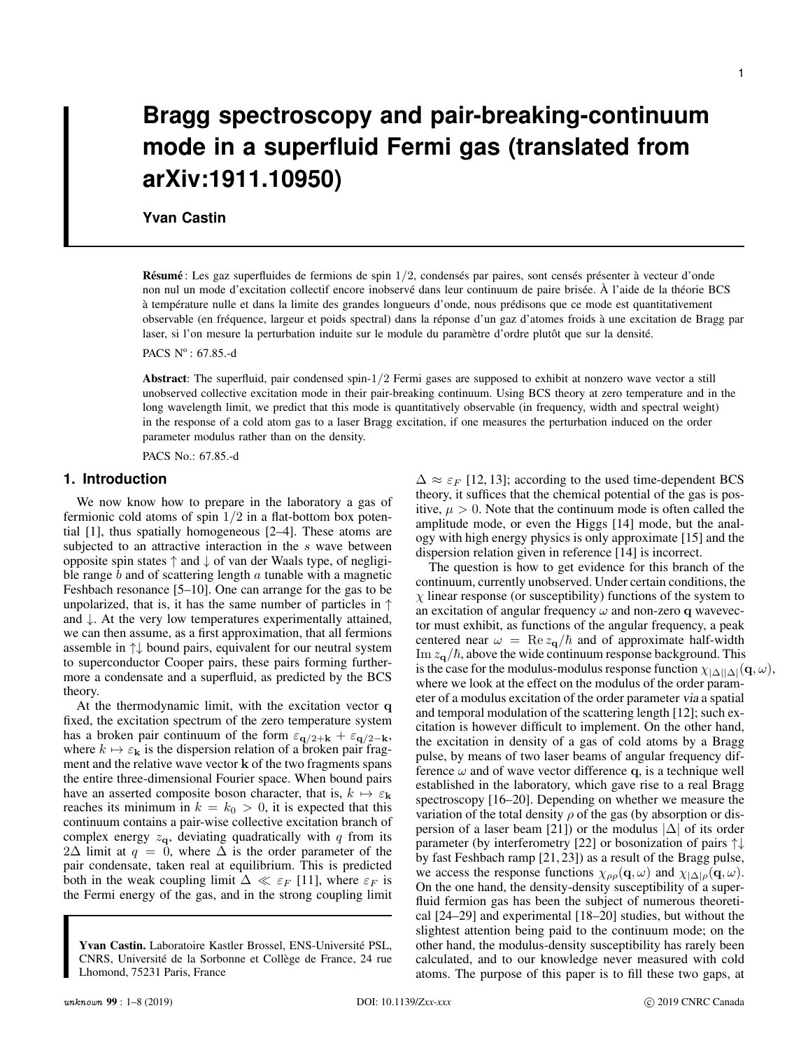# Bragg spectroscopy and pair-breaking-continuum mode in a superfluid Fermi gas (translated from arXiv:1911.10950)

**Yvan Castin**

**Résumé** : Les gaz superfluides de fermions de spin $1/2$, condensés par paires, sont censés présenter à vecteur d'onde non nul un mode d'excitation collectif encore inobservé dans leur continuum de paire brisée. À l'aide de la théorie BCS à température nulle et dans la limite des grandes longueurs d'onde, nous prédisons que ce mode est quantitativement observable (en fréquence, largeur et poids spectral) dans la réponse d'un gaz d'atomes froids à une excitation de Bragg par laser, si l'on mesure la perturbation induite sur le module du paramètre d'ordre plutôt que sur la densité.

PACS N° : 67.85.-d

**Abstract**: The superfluid, pair condensed spin-$1/2$ Fermi gases are supposed to exhibit at nonzero wave vector a still unobserved collective excitation mode in their pair-breaking continuum. Using BCS theory at zero temperature and in the long wavelength limit, we predict that this mode is quantitatively observable (in frequency, width and spectral weight) in the response of a cold atom gas to a laser Bragg excitation, if one measures the perturbation induced on the order parameter modulus rather than on the density.

PACS No.: 67.85.-d

## 1. Introduction

We now know how to prepare in the laboratory a gas of fermionic cold atoms of spin $1/2$ in a flat-bottom box potential [1], thus spatially homogeneous [2–4]. These atoms are subjected to an attractive interaction in the $s$ wave between opposite spin states $\uparrow$ and $\downarrow$ of van der Waals type, of negligible range $b$ and of scattering length $a$ tunable with a magnetic Feshbach resonance [5–10]. One can arrange for the gas to be unpolarized, that is, it has the same number of particles in $\uparrow$ and $\downarrow$. At the very low temperatures experimentally attained, we can then assume, as a first approximation, that all fermions assemble in $\uparrow\downarrow$ bound pairs, equivalent for our neutral system to superconductor Cooper pairs, these pairs forming furthermore a condensate and a superfluid, as predicted by the BCS theory.

At the thermodynamic limit, with the excitation vector $\mathbf{q}$ fixed, the excitation spectrum of the zero temperature system has a broken pair continuum of the form $\varepsilon_{\mathbf{q}/2+\mathbf{k}} + \varepsilon_{\mathbf{q}/2-\mathbf{k}}$, where $k \mapsto \varepsilon_{\mathbf{k}}$ is the dispersion relation of a broken pair fragment and the relative wave vector $\mathbf{k}$ of the two fragments spans the entire three-dimensional Fourier space. When bound pairs have an asserted composite boson character, that is, $k \mapsto \varepsilon_{\mathbf{k}}$ reaches its minimum in $k = k_0 > 0$, it is expected that this continuum contains a pair-wise collective excitation branch of complex energy $z_{\mathbf{q}}$, deviating quadratically with $q$ from its $2\Delta$ limit at $q = 0$, where $\Delta$ is the order parameter of the pair condensate, taken real at equilibrium. This is predicted both in the weak coupling limit $\Delta \ll \varepsilon_F$ [11], where $\varepsilon_F$ is the Fermi energy of the gas, and in the strong coupling limit $\Delta \approx \varepsilon_F$ [12, 13]; according to the used time-dependent BCS theory, it suffices that the chemical potential of the gas is positive, $\mu > 0$. Note that the continuum mode is often called the amplitude mode, or even the Higgs [14] mode, but the analogy with high energy physics is only approximate [15] and the dispersion relation given in reference [14] is incorrect.

The question is how to get evidence for this branch of the continuum, currently unobserved. Under certain conditions, the $\chi$ linear response (or susceptibility) functions of the system to an excitation of angular frequency $\omega$ and non-zero $\mathbf{q}$ wavevector must exhibit, as functions of the angular frequency, a peak centered near $\omega = \operatorname{Re} z_{\mathbf{q}}/\hbar$ and of approximate half-width $\operatorname{Im} z_{\mathbf{q}}/\hbar$, above the wide continuum response background. This is the case for the modulus-modulus response function $\chi_{|\Delta||\Delta|}(\mathbf{q}, \omega)$, where we look at the effect on the modulus of the order parameter of a modulus excitation of the order parameter *via* a spatial and temporal modulation of the scattering length [12]; such excitation is however difficult to implement. On the other hand, the excitation in density of a gas of cold atoms by a Bragg pulse, by means of two laser beams of angular frequency difference $\omega$ and of wave vector difference $\mathbf{q}$, is a technique well established in the laboratory, which gave rise to a real Bragg spectroscopy [16–20]. Depending on whether we measure the variation of the total density $\rho$ of the gas (by absorption or dispersion of a laser beam [21]) or the modulus $|\Delta|$ of its order parameter (by interferometry [22] or bosonization of pairs $\uparrow\downarrow$ by fast Feshbach ramp [21, 23]) as a result of the Bragg pulse, we access the response functions $\chi_{\rho\rho}(\mathbf{q}, \omega)$ and $\chi_{|\Delta|\rho}(\mathbf{q}, \omega)$. On the one hand, the density-density susceptibility of a superfluid fermion gas has been the subject of numerous theoretical [24–29] and experimental [18–20] studies, but without the slightest attention being paid to the continuum mode; on the other hand, the modulus-density susceptibility has rarely been calculated, and to our knowledge never measured with cold atoms. The purpose of this paper is to fill these two gaps, at

**Yvan Castin.** Laboratoire Kastler Brossel, ENS-Université PSL, CNRS, Université de la Sorbonne et Collège de France, 24 rue Lhomond, 75231 Paris, France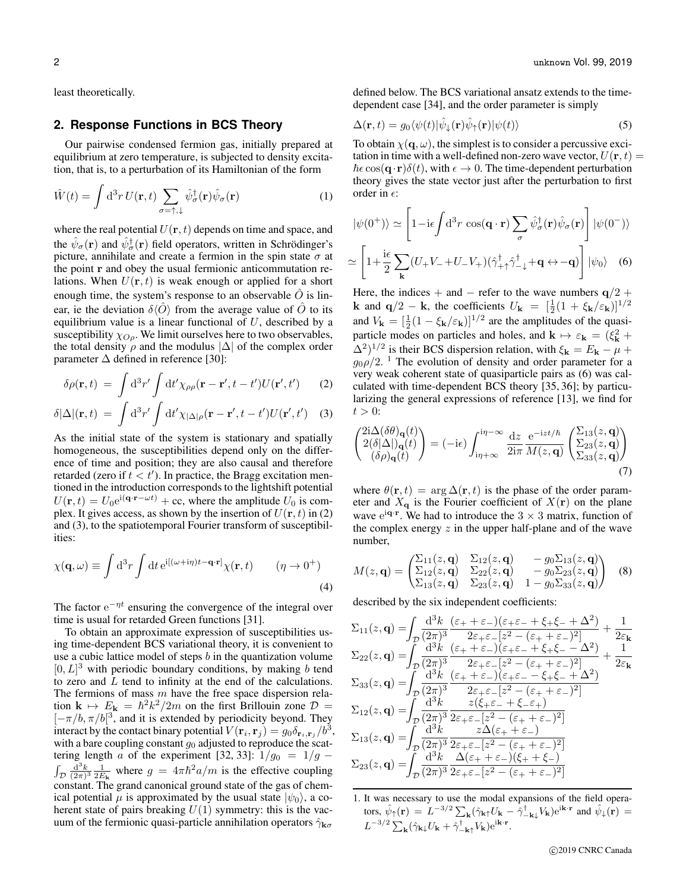least theoretically.

## 2. Response Functions in BCS Theory

Our pairwise condensed fermion gas, initially prepared at equilibrium at zero temperature, is subjected to density excitation, that is, to a perturbation of its Hamiltonian of the form

$$\hat{W}(t) = \int \mathrm{d}^3 r\, U(\mathbf{r},t) \sum_{\sigma=\uparrow,\downarrow} \hat{\psi}_\sigma^\dagger(\mathbf{r})\hat{\psi}_\sigma(\mathbf{r}) \tag{1}$$

where the real potential $U(\mathbf{r},t)$ depends on time and space, and the $\hat{\psi}_\sigma(\mathbf{r})$ and $\hat{\psi}_\sigma^\dagger(\mathbf{r})$ field operators, written in Schrödinger's picture, annihilate and create a fermion in the spin state $\sigma$ at the point $\mathbf{r}$ and obey the usual fermionic anticommutation relations. When $U(\mathbf{r},t)$ is weak enough or applied for a short enough time, the system's response to an observable $\hat{O}$ is linear, ie the deviation $\delta\langle\hat{O}\rangle$ from the average value of $\hat{O}$ to its equilibrium value is a linear functional of $U$, described by a susceptibility $\chi_{O\rho}$. We limit ourselves here to two observables, the total density $\rho$ and the modulus $|\Delta|$ of the complex order parameter $\Delta$ defined in reference [30]:

$$\delta\rho(\mathbf{r},t) = \int \mathrm{d}^3 r' \int \mathrm{d}t' \chi_{\rho\rho}(\mathbf{r}-\mathbf{r}', t-t') U(\mathbf{r}',t') \tag{2}$$

$$\delta|\Delta|(\mathbf{r},t) = \int \mathrm{d}^3 r' \int \mathrm{d}t' \chi_{|\Delta|\rho}(\mathbf{r}-\mathbf{r}', t-t') U(\mathbf{r}',t') \tag{3}$$

As the initial state of the system is stationary and spatially homogeneous, the susceptibilities depend only on the difference of time and position; they are also causal and therefore retarded (zero if $t<t'$). In practice, the Bragg excitation mentioned in the introduction corresponds to the lightshift potential $U(\mathbf{r},t) = U_0 \mathrm{e}^{\mathrm{i}(\mathbf{q}\cdot\mathbf{r}-\omega t)} + \mathrm{cc}$, where the amplitude $U_0$ is complex. It gives access, as shown by the insertion of $U(\mathbf{r},t)$ in (2) and (3), to the spatiotemporal Fourier transform of susceptibilities:

$$\chi(\mathbf{q},\omega) \equiv \int \mathrm{d}^3 r \int \mathrm{d}t\, \mathrm{e}^{\mathrm{i}[(\omega+\mathrm{i}\eta)t - \mathbf{q}\cdot\mathbf{r}]} \chi(\mathbf{r},t) \qquad (\eta\to 0^+) \tag{4}$$

The factor $\mathrm{e}^{-\eta t}$ ensuring the convergence of the integral over time is usual for retarded Green functions [31].

To obtain an approximate expression of susceptibilities using time-dependent BCS variational theory, it is convenient to use a cubic lattice model of steps $b$ in the quantization volume $[0,L]^3$ with periodic boundary conditions, by making $b$ tend to zero and $L$ tend to infinity at the end of the calculations. The fermions of mass $m$ have the free space dispersion relation $\mathbf{k}\mapsto E_\mathbf{k} = \hbar^2k^2/2m$ on the first Brillouin zone $\mathcal{D} = [-\pi/b, \pi/b[^3$, and it is extended by periodicity beyond. They interact by the contact binary potential $V(\mathbf{r}_i,\mathbf{r}_j) = g_0\delta_{\mathbf{r}_i,\mathbf{r}_j}/b^3$, with a bare coupling constant $g_0$ adjusted to reproduce the scattering length $a$ of the experiment [32, 33]: $1/g_0 = 1/g - \int_\mathcal{D} \frac{\mathrm{d}^3k}{(2\pi)^3}\frac{1}{2E_\mathbf{k}}$ where $g = 4\pi\hbar^2 a/m$ is the effective coupling constant. The grand canonical ground state of the gas of chemical potential $\mu$ is approximated by the usual state $|\psi_0\rangle$, a coherent state of pairs breaking $U(1)$ symmetry: this is the vacuum of the fermionic quasi-particle annihilation operators $\hat{\gamma}_{\mathbf{k}\sigma}$ defined below. The BCS variational ansatz extends to the time-dependent case [34], and the order parameter is simply

$$\Delta(\mathbf{r},t) = g_0\langle\psi(t)|\hat{\psi}_\downarrow(\mathbf{r})\hat{\psi}_\uparrow(\mathbf{r})|\psi(t)\rangle \tag{5}$$

To obtain $\chi(\mathbf{q},\omega)$, the simplest is to consider a percussive excitation in time with a well-defined non-zero wave vector, $U(\mathbf{r},t) = \hbar\epsilon\cos(\mathbf{q}\cdot\mathbf{r})\delta(t)$, with $\epsilon\to 0$. The time-dependent perturbation theory gives the state vector just after the perturbation to first order in $\epsilon$:

$$|\psi(0^+)\rangle \simeq \left[1 - \mathrm{i}\epsilon\int \mathrm{d}^3 r\, \cos(\mathbf{q}\cdot\mathbf{r})\sum_\sigma \hat{\psi}_\sigma^\dagger(\mathbf{r})\hat{\psi}_\sigma(\mathbf{r})\right]|\psi(0^-)\rangle$$
$$\simeq \left[1 + \frac{\mathrm{i}\epsilon}{2}\sum_\mathbf{k}(U_+V_- + U_-V_+)(\hat{\gamma}_{+\uparrow}^\dagger\hat{\gamma}_{-\downarrow}^\dagger + \mathbf{q}\leftrightarrow -\mathbf{q})\right]|\psi_0\rangle \tag{6}$$

Here, the indices $+$ and $-$ refer to the wave numbers $\mathbf{q}/2+\mathbf{k}$ and $\mathbf{q}/2-\mathbf{k}$, the coefficients $U_\mathbf{k} = [\frac{1}{2}(1+\xi_\mathbf{k}/\varepsilon_\mathbf{k})]^{1/2}$ and $V_\mathbf{k} = [\frac{1}{2}(1-\xi_\mathbf{k}/\varepsilon_\mathbf{k})]^{1/2}$ are the amplitudes of the quasiparticle modes on particles and holes, and $\mathbf{k}\mapsto\varepsilon_\mathbf{k} = (\xi_\mathbf{k}^2 + \Delta^2)^{1/2}$ is their BCS dispersion relation, with $\xi_\mathbf{k} = E_\mathbf{k} - \mu + g_0\rho/2$. [1] The evolution of density and order parameter for a very weak coherent state of quasiparticle pairs as (6) was calculated with time-dependent BCS theory [35, 36]; by particularizing the general expressions of reference [13], we find for $t>0$:

$$\begin{pmatrix} 2\mathrm{i}\Delta(\delta\theta)_\mathbf{q}(t) \\ 2(\delta|\Delta|)_\mathbf{q}(t) \\ (\delta\rho)_\mathbf{q}(t)\end{pmatrix} = (-\mathrm{i}\epsilon)\int_{\mathrm{i}\eta+\infty}^{\mathrm{i}\eta-\infty} \frac{\mathrm{d}z}{2\mathrm{i}\pi}\frac{\mathrm{e}^{-\mathrm{i}zt/\hbar}}{M(z,\mathbf{q})}\begin{pmatrix}\Sigma_{13}(z,\mathbf{q}) \\ \Sigma_{23}(z,\mathbf{q}) \\ \Sigma_{33}(z,\mathbf{q})\end{pmatrix} \tag{7}$$

where $\theta(\mathbf{r},t) = \arg\Delta(\mathbf{r},t)$ is the phase of the order parameter and $X_\mathbf{q}$ is the Fourier coefficient of $X(\mathbf{r})$ on the plane wave $\mathrm{e}^{\mathrm{i}\mathbf{q}\cdot\mathbf{r}}$. We had to introduce the $3\times 3$ matrix, function of the complex energy $z$ in the upper half-plane and of the wave number,

$$M(z,\mathbf{q}) = \begin{pmatrix}\Sigma_{11}(z,\mathbf{q}) & \Sigma_{12}(z,\mathbf{q}) & -g_0\Sigma_{13}(z,\mathbf{q}) \\ \Sigma_{12}(z,\mathbf{q}) & \Sigma_{22}(z,\mathbf{q}) & -g_0\Sigma_{23}(z,\mathbf{q}) \\ \Sigma_{13}(z,\mathbf{q}) & \Sigma_{23}(z,\mathbf{q}) & 1-g_0\Sigma_{33}(z,\mathbf{q})\end{pmatrix} \tag{8}$$

described by the six independent coefficients:

$$\Sigma_{11}(z,\mathbf{q}) = \int_\mathcal{D}\frac{\mathrm{d}^3k}{(2\pi)^3}\frac{(\varepsilon_+ + \varepsilon_-)(\varepsilon_+\varepsilon_- + \xi_+\xi_- + \Delta^2)}{2\varepsilon_+\varepsilon_-[z^2 - (\varepsilon_+ + \varepsilon_-)^2]} + \frac{1}{2\varepsilon_\mathbf{k}}$$

$$\Sigma_{22}(z,\mathbf{q}) = \int_\mathcal{D}\frac{\mathrm{d}^3k}{(2\pi)^3}\frac{(\varepsilon_+ + \varepsilon_-)(\varepsilon_+\varepsilon_- + \xi_+\xi_- - \Delta^2)}{2\varepsilon_+\varepsilon_-[z^2 - (\varepsilon_+ + \varepsilon_-)^2]} + \frac{1}{2\varepsilon_\mathbf{k}}$$

$$\Sigma_{33}(z,\mathbf{q}) = \int_\mathcal{D}\frac{\mathrm{d}^3k}{(2\pi)^3}\frac{(\varepsilon_+ + \varepsilon_-)(\varepsilon_+\varepsilon_- - \xi_+\xi_- + \Delta^2)}{2\varepsilon_+\varepsilon_-[z^2 - (\varepsilon_+ + \varepsilon_-)^2]}$$

$$\Sigma_{12}(z,\mathbf{q}) = \int_\mathcal{D}\frac{\mathrm{d}^3k}{(2\pi)^3}\frac{z(\xi_+\varepsilon_- + \xi_-\varepsilon_+)}{2\varepsilon_+\varepsilon_-[z^2 - (\varepsilon_+ + \varepsilon_-)^2]}$$

$$\Sigma_{13}(z,\mathbf{q}) = \int_\mathcal{D}\frac{\mathrm{d}^3k}{(2\pi)^3}\frac{z\Delta(\varepsilon_+ + \varepsilon_-)}{2\varepsilon_+\varepsilon_-[z^2 - (\varepsilon_+ + \varepsilon_-)^2]}$$

$$\Sigma_{23}(z,\mathbf{q}) = \int_\mathcal{D}\frac{\mathrm{d}^3k}{(2\pi)^3}\frac{\Delta(\varepsilon_+ + \varepsilon_-)(\xi_+ + \xi_-)}{2\varepsilon_+\varepsilon_-[z^2 - (\varepsilon_+ + \varepsilon_-)^2]}$$

1. It was necessary to use the modal expansions of the field operators, $\hat{\psi}_\uparrow(\mathbf{r}) = L^{-3/2}\sum_\mathbf{k}(\hat{\gamma}_{\mathbf{k}\uparrow}U_\mathbf{k} - \hat{\gamma}_{-\mathbf{k}\downarrow}^\dagger V_\mathbf{k})\mathrm{e}^{\mathrm{i}\mathbf{k}\cdot\mathbf{r}}$ and $\hat{\psi}_\downarrow(\mathbf{r}) = L^{-3/2}\sum_\mathbf{k}(\hat{\gamma}_{\mathbf{k}\downarrow}U_\mathbf{k} + \hat{\gamma}_{-\mathbf{k}\uparrow}^\dagger V_\mathbf{k})\mathrm{e}^{\mathrm{i}\mathbf{k}\cdot\mathbf{r}}$.

©2019 CNRC Canada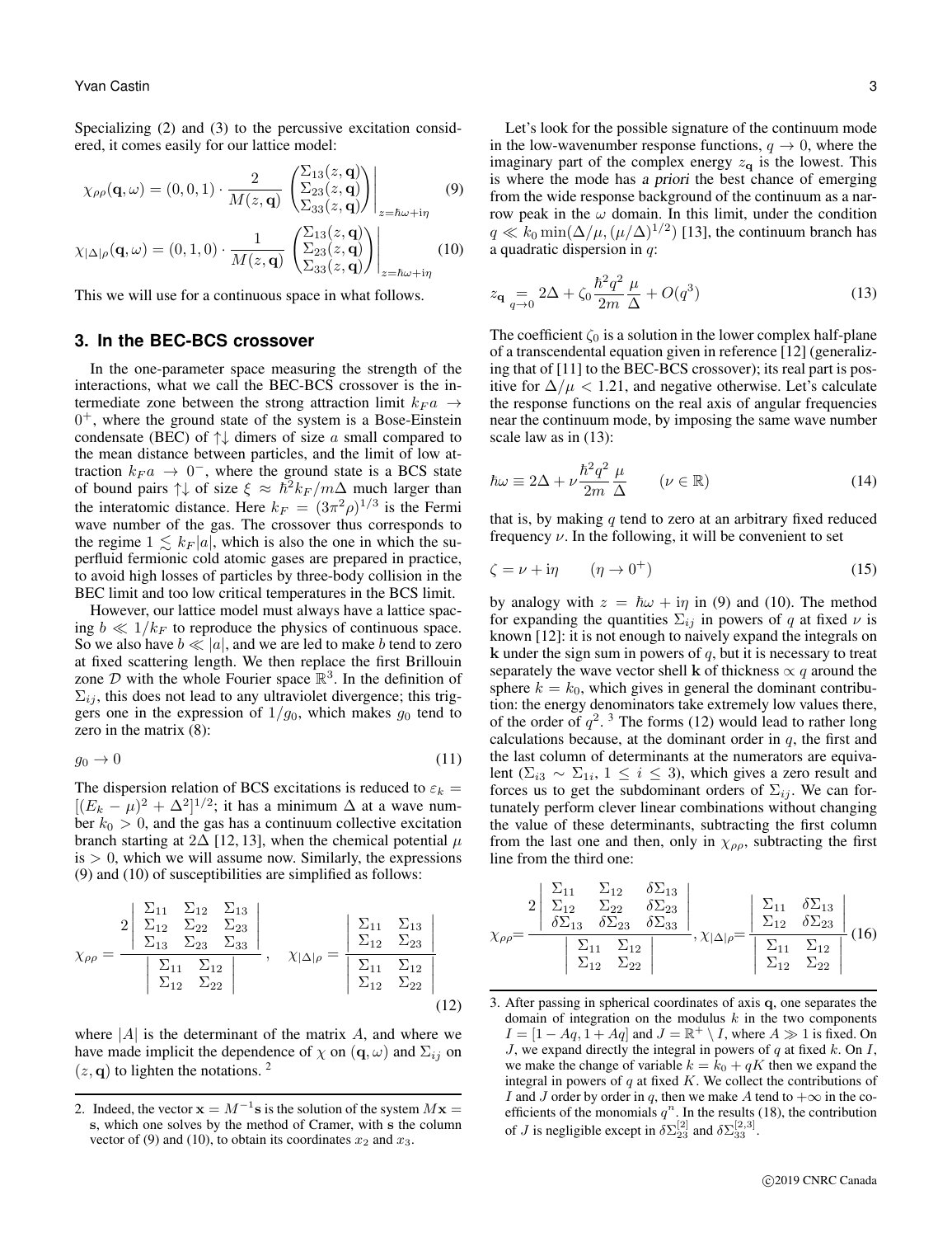Specializing (2) and (3) to the percussive excitation considered, it comes easily for our lattice model:

$$\chi_{\rho\rho}(\mathbf{q},\omega) = (0,0,1)\cdot \frac{2}{M(z,\mathbf{q})}\begin{pmatrix}\Sigma_{13}(z,\mathbf{q})\\ \Sigma_{23}(z,\mathbf{q})\\ \Sigma_{33}(z,\mathbf{q})\end{pmatrix}\Bigg|_{z=\hbar\omega+\mathrm{i}\eta} \tag{9}$$

$$\chi_{|\Delta|\rho}(\mathbf{q},\omega) = (0,1,0)\cdot \frac{1}{M(z,\mathbf{q})}\begin{pmatrix}\Sigma_{13}(z,\mathbf{q})\\ \Sigma_{23}(z,\mathbf{q})\\ \Sigma_{33}(z,\mathbf{q})\end{pmatrix}\Bigg|_{z=\hbar\omega+\mathrm{i}\eta} \tag{10}$$

This we will use for a continuous space in what follows.

## 3. In the BEC-BCS crossover

In the one-parameter space measuring the strength of the interactions, what we call the BEC-BCS crossover is the intermediate zone between the strong attraction limit $k_F a \to 0^+$, where the ground state of the system is a Bose-Einstein condensate (BEC) of $\uparrow\downarrow$ dimers of size $a$ small compared to the mean distance between particles, and the limit of low attraction $k_F a \to 0^-$, where the ground state is a BCS state of bound pairs $\uparrow\downarrow$ of size $\xi \approx \hbar^2 k_F/m\Delta$ much larger than the interatomic distance. Here $k_F = (3\pi^2\rho)^{1/3}$ is the Fermi wave number of the gas. The crossover thus corresponds to the regime $1 \lesssim k_F|a|$, which is also the one in which the superfluid fermionic cold atomic gases are prepared in practice, to avoid high losses of particles by three-body collision in the BEC limit and too low critical temperatures in the BCS limit.

However, our lattice model must always have a lattice spacing $b \ll 1/k_F$ to reproduce the physics of continuous space. So we also have $b \ll |a|$, and we are led to make $b$ tend to zero at fixed scattering length. We then replace the first Brillouin zone $\mathcal{D}$ with the whole Fourier space $\mathbb{R}^3$. In the definition of $\Sigma_{ij}$, this does not lead to any ultraviolet divergence; this triggers one in the expression of $1/g_0$, which makes $g_0$ tend to zero in the matrix (8):

$$g_0 \to 0 \tag{11}$$

The dispersion relation of BCS excitations is reduced to $\varepsilon_k = [(E_k-\mu)^2+\Delta^2]^{1/2}$; it has a minimum $\Delta$ at a wave number $k_0 > 0$, and the gas has a continuum collective excitation branch starting at $2\Delta$ [12, 13], when the chemical potential $\mu$ is $> 0$, which we will assume now. Similarly, the expressions (9) and (10) of susceptibilities are simplified as follows:

$$\chi_{\rho\rho} = \frac{2\begin{vmatrix}\Sigma_{11} & \Sigma_{12} & \Sigma_{13}\\ \Sigma_{12} & \Sigma_{22} & \Sigma_{23}\\ \Sigma_{13} & \Sigma_{23} & \Sigma_{33}\end{vmatrix}}{\begin{vmatrix}\Sigma_{11} & \Sigma_{12}\\ \Sigma_{12} & \Sigma_{22}\end{vmatrix}}, \quad \chi_{|\Delta|\rho} = \frac{\begin{vmatrix}\Sigma_{11} & \Sigma_{13}\\ \Sigma_{12} & \Sigma_{23}\end{vmatrix}}{\begin{vmatrix}\Sigma_{11} & \Sigma_{12}\\ \Sigma_{12} & \Sigma_{22}\end{vmatrix}} \tag{12}$$

where $|A|$ is the determinant of the matrix $A$, and where we have made implicit the dependence of $\chi$ on $(\mathbf{q},\omega)$ and $\Sigma_{ij}$ on $(z,\mathbf{q})$ to lighten the notations. [2]

Let's look for the possible signature of the continuum mode in the low-wavenumber response functions, $q \to 0$, where the imaginary part of the complex energy $z_{\mathbf{q}}$ is the lowest. This is where the mode has *a priori* the best chance of emerging from the wide response background of the continuum as a narrow peak in the $\omega$ domain. In this limit, under the condition $q \ll k_0 \min(\Delta/\mu, (\mu/\Delta)^{1/2})$ [13], the continuum branch has a quadratic dispersion in $q$:

$$z_{\mathbf{q}} \underset{q\to 0}{=} 2\Delta + \zeta_0 \frac{\hbar^2 q^2}{2m}\frac{\mu}{\Delta} + O(q^3) \tag{13}$$

The coefficient $\zeta_0$ is a solution in the lower complex half-plane of a transcendental equation given in reference [12] (generalizing that of [11] to the BEC-BCS crossover); its real part is positive for $\Delta/\mu < 1.21$, and negative otherwise. Let's calculate the response functions on the real axis of angular frequencies near the continuum mode, by imposing the same wave number scale law as in (13):

$$\hbar\omega \equiv 2\Delta + \nu\frac{\hbar^2 q^2}{2m}\frac{\mu}{\Delta} \qquad (\nu \in \mathbb{R}) \tag{14}$$

that is, by making $q$ tend to zero at an arbitrary fixed reduced frequency $\nu$. In the following, it will be convenient to set

$$\zeta = \nu + \mathrm{i}\eta \qquad (\eta \to 0^+) \tag{15}$$

by analogy with $z = \hbar\omega + \mathrm{i}\eta$ in (9) and (10). The method for expanding the quantities $\Sigma_{ij}$ in powers of $q$ at fixed $\nu$ is known [12]: it is not enough to naively expand the integrals on $\mathbf{k}$ under the sign sum in powers of $q$, but it is necessary to treat separately the wave vector shell $\mathbf{k}$ of thickness $\propto q$ around the sphere $k = k_0$, which gives in general the dominant contribution: the energy denominators take extremely low values there, of the order of $q^2$. [3] The forms (12) would lead to rather long calculations because, at the dominant order in $q$, the first and the last column of determinants at the numerators are equivalent ($\Sigma_{i3} \sim \Sigma_{1i}$, $1 \le i \le 3$), which gives a zero result and forces us to get the subdominant orders of $\Sigma_{ij}$. We can fortunately perform clever linear combinations without changing the value of these determinants, subtracting the first column from the last one and then, only in $\chi_{\rho\rho}$, subtracting the first line from the third one:

$$\chi_{\rho\rho} = \frac{2\begin{vmatrix}\Sigma_{11} & \Sigma_{12} & \delta\Sigma_{13}\\ \Sigma_{12} & \Sigma_{22} & \delta\Sigma_{23}\\ \delta\Sigma_{13} & \delta\Sigma_{23} & \delta\Sigma_{33}\end{vmatrix}}{\begin{vmatrix}\Sigma_{11} & \Sigma_{12}\\ \Sigma_{12} & \Sigma_{22}\end{vmatrix}}, \chi_{|\Delta|\rho} = \frac{\begin{vmatrix}\Sigma_{11} & \delta\Sigma_{13}\\ \Sigma_{12} & \delta\Sigma_{23}\end{vmatrix}}{\begin{vmatrix}\Sigma_{11} & \Sigma_{12}\\ \Sigma_{12} & \Sigma_{22}\end{vmatrix}} \tag{16}$$

---

2. Indeed, the vector $\mathbf{x} = M^{-1}\mathbf{s}$ is the solution of the system $M\mathbf{x} = \mathbf{s}$, which one solves by the method of Cramer, with $\mathbf{s}$ the column vector of (9) and (10), to obtain its coordinates $x_2$ and $x_3$.

3. After passing in spherical coordinates of axis $\mathbf{q}$, one separates the domain of integration on the modulus $k$ in the two components $I = [1-Aq, 1+Aq]$ and $J = \mathbb{R}^+ \setminus I$, where $A \gg 1$ is fixed. On $J$, we expand directly the integral in powers of $q$ at fixed $k$. On $I$, we make the change of variable $k = k_0 + qK$ then we expand the integral in powers of $q$ at fixed $K$. We collect the contributions of $I$ and $J$ order by order in $q$, then we make $A$ tend to $+\infty$ in the coefficients of the monomials $q^n$. In the results (18), the contribution of $J$ is negligible except in $\delta\Sigma_{23}^{[2]}$ and $\delta\Sigma_{33}^{[2,3]}$.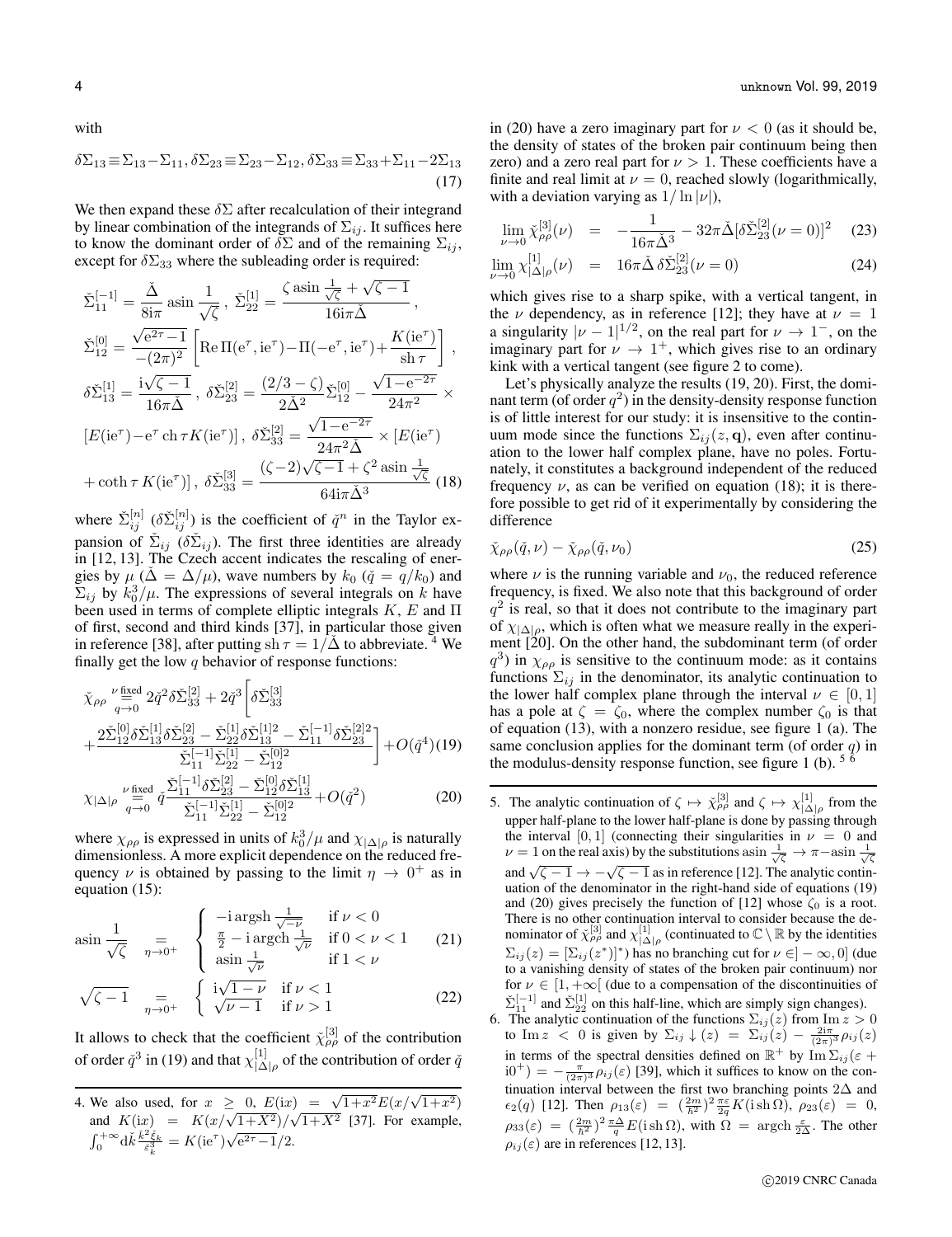with

$$\delta\Sigma_{13} \equiv \Sigma_{13} - \Sigma_{11}, \delta\Sigma_{23} \equiv \Sigma_{23} - \Sigma_{12}, \delta\Sigma_{33} \equiv \Sigma_{33} + \Sigma_{11} - 2\Sigma_{13} \tag{17}$$

We then expand these $\delta\Sigma$ after recalculation of their integrand by linear combination of the integrands of $\Sigma_{ij}$. It suffices here to know the dominant order of $\delta\Sigma$ and of the remaining $\Sigma_{ij}$, except for $\delta\Sigma_{33}$ where the subleading order is required:

$$\begin{aligned}
&\check{\Sigma}_{11}^{[-1]} = \frac{\check{\Delta}}{8\mathrm{i}\pi} \operatorname{asin} \frac{1}{\sqrt{\zeta}}, \ \check{\Sigma}_{22}^{[1]} = \frac{\zeta \operatorname{asin} \frac{1}{\sqrt{\zeta}} + \sqrt{\zeta - 1}}{16\mathrm{i}\pi\check{\Delta}}, \\
&\check{\Sigma}_{12}^{[0]} = \frac{\sqrt{\mathrm{e}^{2\tau}-1}}{-(2\pi)^2} \left[ \operatorname{Re}\Pi(\mathrm{e}^\tau, \mathrm{i}\mathrm{e}^\tau) - \Pi(-\mathrm{e}^\tau, \mathrm{i}\mathrm{e}^\tau) + \frac{K(\mathrm{i}\mathrm{e}^\tau)}{\operatorname{sh}\tau} \right], \\
&\delta\check{\Sigma}_{13}^{[1]} = \frac{\mathrm{i}\sqrt{\zeta-1}}{16\pi\check{\Delta}}, \ \delta\check{\Sigma}_{23}^{[2]} = \frac{(2/3-\zeta)}{2\check{\Delta}^2} \check{\Sigma}_{12}^{[0]} - \frac{\sqrt{1-\mathrm{e}^{-2\tau}}}{24\pi^2} \times \\
&[E(\mathrm{i}\mathrm{e}^\tau) - \mathrm{e}^\tau \operatorname{ch}\tau K(\mathrm{i}\mathrm{e}^\tau)], \ \delta\check{\Sigma}_{33}^{[2]} = \frac{\sqrt{1-\mathrm{e}^{-2\tau}}}{24\pi^2\check{\Delta}} \times [E(\mathrm{i}\mathrm{e}^\tau) \\
&+ \coth\tau\, K(\mathrm{i}\mathrm{e}^\tau)], \ \delta\check{\Sigma}_{33}^{[3]} = \frac{(\zeta-2)\sqrt{\zeta-1} + \zeta^2 \operatorname{asin} \frac{1}{\sqrt{\zeta}}}{64\mathrm{i}\pi\check{\Delta}^3}
\end{aligned} \tag{18}$$

where $\check{\Sigma}_{ij}^{[n]}$ ($\delta\check{\Sigma}_{ij}^{[n]}$) is the coefficient of $\check{q}^n$ in the Taylor expansion of $\check{\Sigma}_{ij}$ ($\delta\check{\Sigma}_{ij}$). The first three identities are already in [12, 13]. The Czech accent indicates the rescaling of energies by $\mu$ ($\check{\Delta} = \Delta/\mu$), wave numbers by $k_0$ ($\check{q} = q/k_0$) and $\Sigma_{ij}$ by $k_0^3/\mu$. The expressions of several integrals on $k$ have been used in terms of complete elliptic integrals $K$, $E$ and $\Pi$ of first, second and third kinds [37], in particular those given in reference [38], after putting $\operatorname{sh}\tau = 1/\check{\Delta}$ to abbreviate. [4] We finally get the low $q$ behavior of response functions:

$$\begin{aligned}
\check{\chi}_{\rho\rho} \overset{\nu \text{ fixed}}{\underset{q\to 0}{=}} & \, 2\check{q}^2 \delta\check{\Sigma}_{33}^{[2]} + 2\check{q}^3 \Bigg[ \delta\check{\Sigma}_{33}^{[3]} \\
& + \frac{2\check{\Sigma}_{12}^{[0]} \delta\check{\Sigma}_{13}^{[1]} \delta\check{\Sigma}_{23}^{[2]} - \check{\Sigma}_{22}^{[1]} \delta\check{\Sigma}_{13}^{[1]2} - \check{\Sigma}_{11}^{[-1]} \delta\check{\Sigma}_{23}^{[2]2}}{\check{\Sigma}_{11}^{[-1]} \check{\Sigma}_{22}^{[1]} - \check{\Sigma}_{12}^{[0]2}} \Bigg] + O(\check{q}^4)
\end{aligned} \tag{19}$$

$$\chi_{|\Delta|\rho} \overset{\nu \text{ fixed}}{\underset{q\to 0}{=}} \check{q} \frac{\check{\Sigma}_{11}^{[-1]} \delta\check{\Sigma}_{23}^{[2]} - \check{\Sigma}_{12}^{[0]} \delta\check{\Sigma}_{13}^{[1]}}{\check{\Sigma}_{11}^{[-1]} \check{\Sigma}_{22}^{[1]} - \check{\Sigma}_{12}^{[0]2}} + O(\check{q}^2) \tag{20}$$

where $\chi_{\rho\rho}$ is expressed in units of $k_0^3/\mu$ and $\chi_{|\Delta|\rho}$ is naturally dimensionless. A more explicit dependence on the reduced frequency $\nu$ is obtained by passing to the limit $\eta \to 0^+$ as in equation (15):

$$\operatorname{asin} \frac{1}{\sqrt{\zeta}} \underset{\eta\to 0^+}{=} \begin{cases} -\mathrm{i} \operatorname{argsh} \frac{1}{\sqrt{-\nu}} & \text{if } \nu < 0 \\ \frac{\pi}{2} - \mathrm{i} \operatorname{argch} \frac{1}{\sqrt{\nu}} & \text{if } 0 < \nu < 1 \\ \operatorname{asin} \frac{1}{\sqrt{\nu}} & \text{if } 1 < \nu \end{cases} \tag{21}$$

$$\sqrt{\zeta - 1} \underset{\eta\to 0^+}{=} \begin{cases} \mathrm{i}\sqrt{1-\nu} & \text{if } \nu < 1 \\ \sqrt{\nu - 1} & \text{if } \nu > 1 \end{cases} \tag{22}$$

It allows to check that the coefficient $\check{\chi}_{\rho\rho}^{[3]}$ of the contribution of order $\check{q}^3$ in (19) and that $\chi_{|\Delta|\rho}^{[1]}$ of the contribution of order $\check{q}$ in (20) have a zero imaginary part for $\nu < 0$ (as it should be, the density of states of the broken pair continuum being then zero) and a zero real part for $\nu > 1$. These coefficients have a finite and real limit at $\nu = 0$, reached slowly (logarithmically, with a deviation varying as $1/\ln|\nu|$),

$$\lim_{\nu\to 0} \check{\chi}_{\rho\rho}^{[3]}(\nu) = -\frac{1}{16\pi\check{\Delta}^3} - 32\pi\check{\Delta}[\delta\check{\Sigma}_{23}^{[2]}(\nu=0)]^2 \tag{23}$$

$$\lim_{\nu\to 0} \chi_{|\Delta|\rho}^{[1]}(\nu) = 16\pi\check{\Delta}\, \delta\check{\Sigma}_{23}^{[2]}(\nu=0) \tag{24}$$

which gives rise to a sharp spike, with a vertical tangent, in the $\nu$ dependency, as in reference [12]; they have at $\nu = 1$ a singularity $|\nu - 1|^{1/2}$, on the real part for $\nu \to 1^-$, on the imaginary part for $\nu \to 1^+$, which gives rise to an ordinary kink with a vertical tangent (see figure 2 to come).

Let's physically analyze the results (19, 20). First, the dominant term (of order $q^2$) in the density-density response function is of little interest for our study: it is insensitive to the continuum mode since the functions $\Sigma_{ij}(z, \mathbf{q})$, even after continuation to the lower half complex plane, have no poles. Fortunately, it constitutes a background independent of the reduced frequency $\nu$, as can be verified on equation (18); it is therefore possible to get rid of it experimentally by considering the difference

$$\check{\chi}_{\rho\rho}(\check{q}, \nu) - \check{\chi}_{\rho\rho}(\check{q}, \nu_0) \tag{25}$$

where $\nu$ is the running variable and $\nu_0$, the reduced reference frequency, is fixed. We also note that this background of order $q^2$ is real, so that it does not contribute to the imaginary part of $\chi_{|\Delta|\rho}$, which is often what we measure really in the experiment [20]. On the other hand, the subdominant term (of order $q^3$) in $\chi_{\rho\rho}$ is sensitive to the continuum mode: as it contains functions $\Sigma_{ij}$ in the denominator, its analytic continuation to the lower half complex plane through the interval $\nu \in [0, 1]$ has a pole at $\zeta = \zeta_0$, where the complex number $\zeta_0$ is that of equation (13), with a nonzero residue, see figure 1 (a). The same conclusion applies for the dominant term (of order $q$) in the modulus-density response function, see figure 1 (b). [5] [6]

4. We also used, for $x \geq 0$, $E(\mathrm{i}x) = \sqrt{1+x^2}E(x/\sqrt{1+x^2})$ and $K(\mathrm{i}x) = K(x/\sqrt{1+X^2})/\sqrt{1+X^2}$ [37]. For example, $\int_0^{+\infty} \mathrm{d}\check{k} \frac{\check{k}^2 \check{\xi}_k}{\check{\varepsilon}_k^3} = K(\mathrm{i}\mathrm{e}^\tau)\sqrt{\mathrm{e}^{2\tau}-1}/2$.

5. The analytic continuation of $\zeta \mapsto \check{\chi}_{\rho\rho}^{[3]}$ and $\zeta \mapsto \chi_{|\Delta|\rho}^{[1]}$ from the upper half-plane to the lower half-plane is done by passing through the interval $[0, 1]$ (connecting their singularities in $\nu = 0$ and $\nu = 1$ on the real axis) by the substitutions $\operatorname{asin} \frac{1}{\sqrt{\zeta}} \to \pi - \operatorname{asin} \frac{1}{\sqrt{\zeta}}$ and $\sqrt{\zeta - 1} \to -\sqrt{\zeta - 1}$ as in reference [12]. The analytic continuation of the denominator in the right-hand side of equations (19) and (20) gives precisely the function of [12] whose $\zeta_0$ is a root. There is no other continuation interval to consider because the denominator of $\check{\chi}_{\rho\rho}^{[3]}$ and $\chi_{|\Delta|\rho}^{[1]}$ (continuated to $\mathbb{C} \setminus \mathbb{R}$ by the identities $\Sigma_{ij}(z) = [\Sigma_{ij}(z^*)]^*$) has no branching cut for $\nu \in ]-\infty, 0]$ (due to a vanishing density of states of the broken pair continuum) nor for $\nu \in [1, +\infty[$ (due to a compensation of the discontinuities of $\check{\Sigma}_{11}^{[-1]}$ and $\check{\Sigma}_{22}^{[1]}$ on this half-line, which are simply sign changes).

6. The analytic continuation of the functions $\Sigma_{ij}(z)$ from $\operatorname{Im} z > 0$ to $\operatorname{Im} z < 0$ is given by $\Sigma_{ij\downarrow}(z) = \Sigma_{ij}(z) - \frac{2\mathrm{i}\pi}{(2\pi)^3}\rho_{ij}(z)$ in terms of the spectral densities defined on $\mathbb{R}^+$ by $\operatorname{Im}\Sigma_{ij}(\varepsilon + \mathrm{i}0^+) = -\frac{\pi}{(2\pi)^3}\rho_{ij}(\varepsilon)$ [39], which it suffices to know on the continuation interval between the first two branching points $2\Delta$ and $\epsilon_2(q)$ [12]. Then $\rho_{13}(\varepsilon) = (\frac{2m}{\hbar^2})^2 \frac{\pi\varepsilon}{2q} K(\mathrm{i}\operatorname{sh}\Omega)$, $\rho_{23}(\varepsilon) = 0$, $\rho_{33}(\varepsilon) = (\frac{2m}{\hbar^2})^2 \frac{\pi\Delta}{q} E(\mathrm{i}\operatorname{sh}\Omega)$, with $\Omega = \operatorname{argch} \frac{\varepsilon}{2\Delta}$. The other $\rho_{ij}(\varepsilon)$ are in references [12, 13].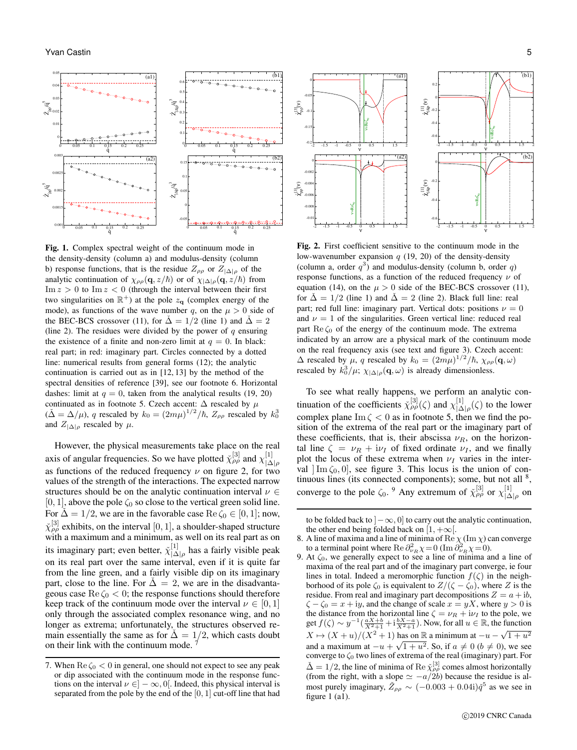**Fig. 1.** Complex spectral weight of the continuum mode in the density-density (column a) and modulus-density (column b) response functions, that is the residue $Z_{\rho\rho}$ or $Z_{|\Delta|\rho}$ of the analytic continuation of $\chi_{\rho\rho}(\mathbf{q}, z/\hbar)$ or of $\chi_{|\Delta|\rho}(\mathbf{q}, z/\hbar)$ from $\mathrm{Im}\, z > 0$ to $\mathrm{Im}\, z < 0$ (through the interval between their first two singularities on $\mathbb{R}^+$) at the pole $z_{\mathbf{q}}$ (complex energy of the mode), as functions of the wave number $q$, on the $\mu > 0$ side of the BEC-BCS crossover (11), for $\check{\Delta} = 1/2$ (line 1) and $\check{\Delta} = 2$ (line 2). The residues were divided by the power of $q$ ensuring the existence of a finite and non-zero limit at $q = 0$. In black: real part; in red: imaginary part. Circles connected by a dotted line: numerical results from general forms (12); the analytic continuation is carried out as in [12, 13] by the method of the spectral densities of reference [39], see our footnote 6. Horizontal dashes: limit at $q = 0$, taken from the analytical results (19, 20) continuated as in footnote 5. Czech accent: $\Delta$ rescaled by $\mu$ ($\check{\Delta} = \Delta/\mu$), $q$ rescaled by $k_0 = (2m\mu)^{1/2}/\hbar$, $Z_{\rho\rho}$ rescaled by $k_0^3$ and $Z_{|\Delta|\rho}$ rescaled by $\mu$.

However, the physical measurements take place on the real axis of angular frequencies. So we have plotted $\check{\chi}^{[3]}_{\rho\rho}$ and $\chi^{[1]}_{|\Delta|\rho}$ as functions of the reduced frequency $\nu$ on figure 2, for two values of the strength of the interactions. The expected narrow structures should be on the analytic continuation interval $\nu \in [0, 1]$, above the pole $\zeta_0$ so close to the vertical green solid line. For $\check{\Delta} = 1/2$, we are in the favorable case $\mathrm{Re}\, \zeta_0 \in [0, 1]$; now, $\check{\chi}^{[3]}_{\rho\rho}$ exhibits, on the interval $[0, 1]$, a shoulder-shaped structure with a maximum and a minimum, as well on its real part as on its imaginary part; even better, $\check{\chi}^{[1]}_{|\Delta|\rho}$ has a fairly visible peak on its real part over the same interval, even if it is quite far from the line green, and a fairly visible dip on its imaginary part, close to the line. For $\check{\Delta} = 2$, we are in the disadvantageous case $\mathrm{Re}\, \zeta_0 < 0$; the response functions should therefore keep track of the continuum mode over the interval $\nu \in [0, 1]$ only through the associated complex resonance wing, and no longer as extrema; unfortunately, the structures observed remain essentially the same as for $\check{\Delta} = 1/2$, which casts doubt on their link with the continuum mode. [7]

7. When $\mathrm{Re}\, \zeta_0 < 0$ in general, one should not expect to see any peak or dip associated with the continuum mode in the response functions on the interval $\nu \in ]-\infty, 0[$. Indeed, this physical interval is separated from the pole by the end of the $[0, 1]$ cut-off line that had to be folded back to $]-\infty, 0]$ to carry out the analytic continuation, the other end being folded back on $[1, +\infty[$.

**Fig. 2.** First coefficient sensitive to the continuum mode in the low-wavenumber expansion $q$ (19, 20) of the density-density (column a, order $q^3$) and modulus-density (column b, order $q$) response functions, as a function of the reduced frequency $\nu$ of equation (14), on the $\mu > 0$ side of the BEC-BCS crossover (11), for $\check{\Delta} = 1/2$ (line 1) and $\check{\Delta} = 2$ (line 2). Black full line: real part; red full line: imaginary part. Vertical dots: positions $\nu = 0$ and $\nu = 1$ of the singularities. Green vertical line: reduced real part $\mathrm{Re}\, \zeta_0$ of the energy of the continuum mode. The extrema indicated by an arrow are a physical mark of the continuum mode on the real frequency axis (see text and figure 3). Czech accent: $\Delta$ rescaled by $\mu$, $q$ rescaled by $k_0 = (2m\mu)^{1/2}/\hbar$, $\chi_{\rho\rho}(\mathbf{q}, \omega)$ rescaled by $k_0^3/\mu$; $\chi_{|\Delta|\rho}(\mathbf{q}, \omega)$ is already dimensionless.

To see what really happens, we perform an analytic continuation of the coefficients $\check{\chi}^{[3]}_{\rho\rho}(\zeta)$ and $\chi^{[1]}_{|\Delta|\rho}(\zeta)$ to the lower complex plane $\mathrm{Im}\, \zeta < 0$ as in footnote 5, then we find the position of the extrema of the real part or the imaginary part of these coefficients, that is, their abscissa $\nu_R$, on the horizontal line $\zeta = \nu_R + \mathrm{i}\nu_I$ of fixed ordinate $\nu_I$, and we finally plot the locus of these extrema when $\nu_I$ varies in the interval $]\,\mathrm{Im}\, \zeta_0, 0]$, see figure 3. This locus is the union of continuous lines (its connected components); some, but not all [8], converge to the pole $\zeta_0$. [9] Any extremum of $\check{\chi}^{[3]}_{\rho\rho}$ or $\check{\chi}^{[1]}_{|\Delta|\rho}$ on

8. A line of maxima and a line of minima of $\mathrm{Re}\, \chi$ ($\mathrm{Im}\, \chi$) can converge to a terminal point where $\mathrm{Re}\, \partial^2_{\nu_R}\chi = 0$ ($\mathrm{Im}\, \partial^2_{\nu_R}\chi = 0$).

9. At $\zeta_0$, we generally expect to see a line of minima and a line of maxima of the real part and the imaginary part converge, ie four lines in total. Indeed a meromorphic function $f(\zeta)$ in the neighborhood of its pole $\zeta_0$ is equivalent to $Z/(\zeta - \zeta_0)$, where $Z$ is the residue. From real and imaginary part decompositions $Z = a + \mathrm{i}b$, $\zeta - \zeta_0 = x + \mathrm{i}y$, and the change of scale $x = yX$, where $y > 0$ is the distance from the horizontal line $\zeta = \nu_R + \mathrm{i}\nu_I$ to the pole, we get $f(\zeta) \sim y^{-1}(\frac{aX+b}{X^2+1} + \mathrm{i}\frac{bX-a}{X^2+1})$. Now, for all $u \in \mathbb{R}$, the function $X \mapsto (X + u)/(X^2 + 1)$ has on $\mathbb{R}$ a minimum at $-u - \sqrt{1 + u^2}$ and a maximum at $-u + \sqrt{1 + u^2}$. So, if $a \neq 0$ ($b \neq 0$), we see converge to $\zeta_0$ two lines of extrema of the real (imaginary) part. For $\check{\Delta} = 1/2$, the line of minima of $\mathrm{Re}\, \check{\chi}^{[3]}_{\rho\rho}$ comes almost horizontally (from the right, with a slope $\simeq -a/2b$) because the residue is almost purely imaginary, $\check{Z}_{\rho\rho} \sim (-0.003 + 0.04\mathrm{i})\check{q}^5$ as we see in figure 1 (a1).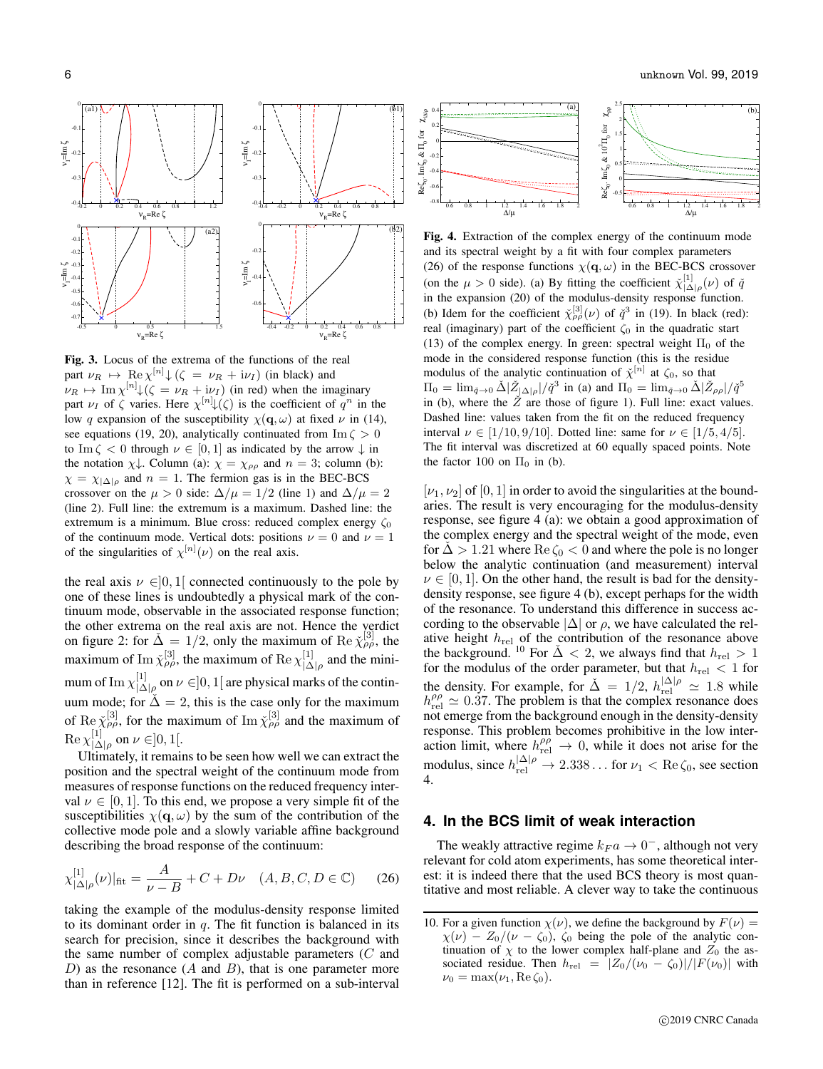**Fig. 3.** Locus of the extrema of the functions of the real part $\nu_R \mapsto \operatorname{Re}\chi^{[n]}\!\downarrow(\zeta=\nu_R+\mathrm{i}\nu_I)$ (in black) and $\nu_R \mapsto \operatorname{Im}\chi^{[n]}\!\downarrow(\zeta=\nu_R+\mathrm{i}\nu_I)$ (in red) when the imaginary part $\nu_I$ of $\zeta$ varies. Here $\chi^{[n]}\!\downarrow(\zeta)$ is the coefficient of $q^n$ in the low $q$ expansion of the susceptibility $\chi(\mathbf{q},\omega)$ at fixed $\nu$ in (14), see equations (19, 20), analytically continued from $\operatorname{Im}\zeta>0$ to $\operatorname{Im}\zeta<0$ through $\nu\in[0,1]$ as indicated by the arrow $\downarrow$ in the notation $\chi\!\downarrow$. Column (a): $\chi=\chi_{\rho\rho}$ and $n=3$; column (b): $\chi=\chi_{|\Delta|\rho}$ and $n=1$. The fermion gas is in the BEC-BCS crossover on the $\mu>0$ side: $\Delta/\mu=1/2$ (line 1) and $\Delta/\mu=2$ (line 2). Full line: the extremum is a maximum. Dashed line: the extremum is a minimum. Blue cross: reduced complex energy $\zeta_0$ of the continuum mode. Vertical dots: positions $\nu=0$ and $\nu=1$ of the singularities of $\chi^{[n]}(\nu)$ on the real axis.

the real axis $\nu\in]0,1[$ connected continuously to the pole by one of these lines is undoubtedly a physical mark of the continuum mode, observable in the associated response function; the other extrema on the real axis are not. Hence the verdict on figure 2: for $\check{\Delta}=1/2$, only the maximum of $\operatorname{Re}\check{\chi}^{[3]}_{\rho\rho}$, the maximum of $\operatorname{Im}\check{\chi}^{[3]}_{\rho\rho}$, the maximum of $\operatorname{Re}\chi^{[1]}_{|\Delta|\rho}$ and the minimum of $\operatorname{Im}\chi^{[1]}_{|\Delta|\rho}$ on $\nu\in]0,1[$ are physical marks of the continuum mode; for $\check{\Delta}=2$, this is the case only for the maximum of $\operatorname{Re}\check{\chi}^{[3]}_{\rho\rho}$, for the maximum of $\operatorname{Im}\check{\chi}^{[3]}_{\rho\rho}$ and the maximum of $\operatorname{Re}\chi^{[1]}_{|\Delta|\rho}$ on $\nu\in]0,1[$.

Ultimately, it remains to be seen how well we can extract the position and the spectral weight of the continuum mode from measures of response functions on the reduced frequency interval $\nu\in[0,1]$. To this end, we propose a very simple fit of the susceptibilities $\chi(\mathbf{q},\omega)$ by the sum of the contribution of the collective mode pole and a slowly variable affine background describing the broad response of the continuum:

$$\chi^{[1]}_{|\Delta|\rho}(\nu)|_{\rm fit}=\frac{A}{\nu-B}+C+D\nu \quad (A,B,C,D\in\mathbb{C}) \qquad (26)$$

taking the example of the modulus-density response limited to its dominant order in $q$. The fit function is balanced in its search for precision, since it describes the background with the same number of complex adjustable parameters ($C$ and $D$) as the resonance ($A$ and $B$), that is one parameter more than in reference [12]. The fit is performed on a sub-interval

**Fig. 4.** Extraction of the complex energy of the continuum mode and its spectral weight by a fit with four complex parameters (26) of the response functions $\chi(\mathbf{q},\omega)$ in the BEC-BCS crossover (on the $\mu>0$ side). (a) By fitting the coefficient $\check{\chi}^{[1]}_{|\Delta|\rho}(\nu)$ of $\check{q}$ in the expansion (20) of the modulus-density response function. (b) Idem for the coefficient $\check{\chi}^{[3]}_{\rho\rho}(\nu)$ of $\check{q}^3$ in (19). In black (red): real (imaginary) part of the coefficient $\zeta_0$ in the quadratic start (13) of the complex energy. In green: spectral weight $\Pi_0$ of the mode in the considered response function (this is the residue modulus of the analytic continuation of $\check{\chi}^{[n]}$ at $\zeta_0$, so that $\Pi_0=\lim_{\check{q}\to0}\check{\Delta}|\check{Z}_{|\Delta|\rho}|/\check{q}^3$ in (a) and $\Pi_0=\lim_{\check{q}\to0}\check{\Delta}|\check{Z}_{\rho\rho}|/\check{q}^5$ in (b), where the $\check{Z}$ are those of figure 1). Full line: exact values. Dashed line: values taken from the fit on the reduced frequency interval $\nu\in[1/10,9/10]$. Dotted line: same for $\nu\in[1/5,4/5]$. The fit interval was discretized at 60 equally spaced points. Note the factor 100 on $\Pi_0$ in (b).

$[\nu_1,\nu_2]$ of $[0,1]$ in order to avoid the singularities at the boundaries. The result is very encouraging for the modulus-density response, see figure 4 (a): we obtain a good approximation of the complex energy and the spectral weight of the mode, even for $\check{\Delta}>1.21$ where $\operatorname{Re}\zeta_0<0$ and where the pole is no longer below the analytic continuation (and measurement) interval $\nu\in[0,1]$. On the other hand, the result is bad for the density-density response, see figure 4 (b), except perhaps for the width of the resonance. To understand this difference in success according to the observable $|\Delta|$ or $\rho$, we have calculated the relative height $h_{\rm rel}$ of the contribution of the resonance above the background. [10] For $\check{\Delta}<2$, we always find that $h_{\rm rel}>1$ for the modulus of the order parameter, but that $h_{\rm rel}<1$ for the density. For example, for $\check{\Delta}=1/2$, $h^{|\Delta|\rho}_{\rm rel}\simeq1.8$ while $h^{\rho\rho}_{\rm rel}\simeq0.37$. The problem is that the complex resonance does not emerge from the background enough in the density-density response. This problem becomes prohibitive in the low interaction limit, where $h^{\rho\rho}_{\rm rel}\to0$, while it does not arise for the modulus, since $h^{|\Delta|\rho}_{\rm rel}\to2.338\ldots$ for $\nu_1<\operatorname{Re}\zeta_0$, see section 4.

## 4. In the BCS limit of weak interaction

The weakly attractive regime $k_Fa\to0^-$, although not very relevant for cold atom experiments, has some theoretical interest: it is indeed there that the used BCS theory is most quantitative and most reliable. A clever way to take the continuous

10. For a given function $\chi(\nu)$, we define the background by $F(\nu)=\chi(\nu)-Z_0/(\nu-\zeta_0)$, $\zeta_0$ being the pole of the analytic continuation of $\chi$ to the lower complex half-plane and $Z_0$ the associated residue. Then $h_{\rm rel}=|Z_0/(\nu_0-\zeta_0)|/|F(\nu_0)|$ with $\nu_0=\max(\nu_1,\operatorname{Re}\zeta_0)$.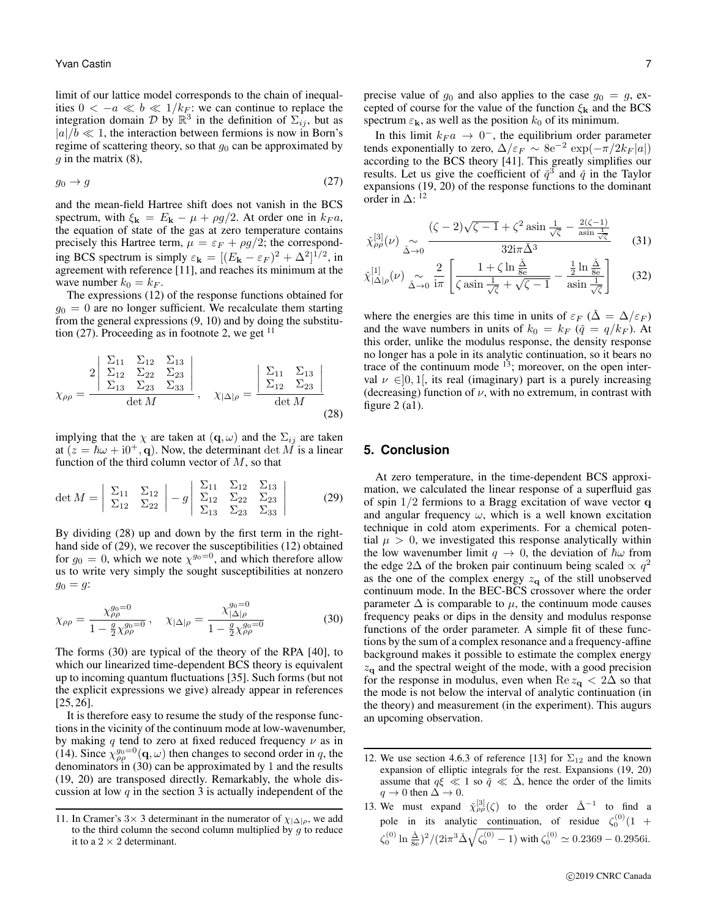limit of our lattice model corresponds to the chain of inequalities $0 < -a \ll b \ll 1/k_F$: we can continue to replace the integration domain $\mathcal{D}$ by $\mathbb{R}^3$ in the definition of $\Sigma_{ij}$, but as $|a|/b \ll 1$, the interaction between fermions is now in Born's regime of scattering theory, so that $g_0$ can be approximated by $g$ in the matrix (8),

$$g_0 \to g \tag{27}$$

and the mean-field Hartree shift does not vanish in the BCS spectrum, with $\xi_{\mathbf{k}} = E_{\mathbf{k}} - \mu + \rho g/2$. At order one in $k_F a$, the equation of state of the gas at zero temperature contains precisely this Hartree term, $\mu = \varepsilon_F + \rho g/2$; the corresponding BCS spectrum is simply $\varepsilon_{\mathbf{k}} = [(E_{\mathbf{k}} - \varepsilon_F)^2 + \Delta^2]^{1/2}$, in agreement with reference [11], and reaches its minimum at the wave number $k_0 = k_F$.

The expressions (12) of the response functions obtained for $g_0 = 0$ are no longer sufficient. We recalculate them starting from the general expressions (9, 10) and by doing the substitution (27). Proceeding as in footnote 2, we get [11]

$$\chi_{\rho\rho} = \frac{2\begin{vmatrix} \Sigma_{11} & \Sigma_{12} & \Sigma_{13} \\ \Sigma_{12} & \Sigma_{22} & \Sigma_{23} \\ \Sigma_{13} & \Sigma_{23} & \Sigma_{33} \end{vmatrix}}{\det M}, \quad \chi_{|\Delta|\rho} = \frac{\begin{vmatrix} \Sigma_{11} & \Sigma_{13} \\ \Sigma_{12} & \Sigma_{23} \end{vmatrix}}{\det M} \tag{28}$$

implying that the $\chi$ are taken at $(\mathbf{q}, \omega)$ and the $\Sigma_{ij}$ are taken at $(z = \hbar\omega + \mathrm{i}0^+, \mathbf{q})$. Now, the determinant $\det M$ is a linear function of the third column vector of $M$, so that

$$\det M = \begin{vmatrix} \Sigma_{11} & \Sigma_{12} \\ \Sigma_{12} & \Sigma_{22} \end{vmatrix} - g \begin{vmatrix} \Sigma_{11} & \Sigma_{12} & \Sigma_{13} \\ \Sigma_{12} & \Sigma_{22} & \Sigma_{23} \\ \Sigma_{13} & \Sigma_{23} & \Sigma_{33} \end{vmatrix} \tag{29}$$

By dividing (28) up and down by the first term in the right-hand side of (29), we recover the susceptibilities (12) obtained for $g_0 = 0$, which we note $\chi^{g_0=0}$, and which therefore allow us to write very simply the sought susceptibilities at nonzero $g_0 = g$:

$$\chi_{\rho\rho} = \frac{\chi_{\rho\rho}^{g_0=0}}{1 - \frac{g}{2}\chi_{\rho\rho}^{g_0=0}}, \quad \chi_{|\Delta|\rho} = \frac{\chi_{|\Delta|\rho}^{g_0=0}}{1 - \frac{g}{2}\chi_{\rho\rho}^{g_0=0}} \tag{30}$$

The forms (30) are typical of the theory of the RPA [40], to which our linearized time-dependent BCS theory is equivalent up to incoming quantum fluctuations [35]. Such forms (but not the explicit expressions we give) already appear in references [25, 26].

It is therefore easy to resume the study of the response functions in the vicinity of the continuum mode at low-wavenumber, by making $q$ tend to zero at fixed reduced frequency $\nu$ as in (14). Since $\chi_{\rho\rho}^{g_0=0}(\mathbf{q}, \omega)$ then changes to second order in $q$, the denominators in (30) can be approximated by 1 and the results (19, 20) are transposed directly. Remarkably, the whole discussion at low $q$ in the section 3 is actually independent of the precise value of $g_0$ and also applies to the case $g_0 = g$, excepted of course for the value of the function $\xi_{\mathbf{k}}$ and the BCS spectrum $\varepsilon_{\mathbf{k}}$, as well as the position $k_0$ of its minimum.

In this limit $k_F a \to 0^-$, the equilibrium order parameter tends exponentially to zero, $\Delta/\varepsilon_F \sim 8\mathrm{e}^{-2}\exp(-\pi/2k_F|a|)$ according to the BCS theory [41]. This greatly simplifies our results. Let us give the coefficient of $\check{q}^3$ and $\check{q}$ in the Taylor expansions (19, 20) of the response functions to the dominant order in $\Delta$: [12]

$$\check{\chi}_{\rho\rho}^{[3]}(\nu) \underset{\check{\Delta}\to 0}{\sim} \frac{(\zeta - 2)\sqrt{\zeta - 1} + \zeta^2 \operatorname{asin}\frac{1}{\sqrt{\zeta}} - \frac{2(\zeta-1)}{\operatorname{asin}\frac{1}{\sqrt{\zeta}}}}{32\mathrm{i}\pi\check{\Delta}^3} \tag{31}$$

$$\check{\chi}_{|\Delta|\rho}^{[1]}(\nu) \underset{\check{\Delta}\to 0}{\sim} \frac{2}{\mathrm{i}\pi}\left[\frac{1 + \zeta \ln\frac{\check{\Delta}}{8\mathrm{e}}}{\zeta \operatorname{asin}\frac{1}{\sqrt{\zeta}} + \sqrt{\zeta - 1}} - \frac{\frac{1}{2}\ln\frac{\check{\Delta}}{8\mathrm{e}}}{\operatorname{asin}\frac{1}{\sqrt{\zeta}}}\right] \tag{32}$$

where the energies are this time in units of $\varepsilon_F$ ($\check{\Delta} = \Delta/\varepsilon_F$) and the wave numbers in units of $k_0 = k_F$ ($\check{q} = q/k_F$). At this order, unlike the modulus response, the density response no longer has a pole in its analytic continuation, so it bears no trace of the continuum mode [13]; moreover, on the open interval $\nu \in ]0, 1[$, its real (imaginary) part is a purely increasing (decreasing) function of $\nu$, with no extremum, in contrast with figure 2 (a1).

## 5. Conclusion

At zero temperature, in the time-dependent BCS approximation, we calculated the linear response of a superfluid gas of spin $1/2$ fermions to a Bragg excitation of wave vector $\mathbf{q}$ and angular frequency $\omega$, which is a well known excitation technique in cold atom experiments. For a chemical potential $\mu > 0$, we investigated this response analytically within the low wavenumber limit $q \to 0$, the deviation of $\hbar\omega$ from the edge $2\Delta$ of the broken pair continuum being scaled $\propto q^2$ as the one of the complex energy $z_{\mathbf{q}}$ of the still unobserved continuum mode. In the BEC-BCS crossover where the order parameter $\Delta$ is comparable to $\mu$, the continuum mode causes frequency peaks or dips in the density and modulus response functions of the order parameter. A simple fit of these functions by the sum of a complex resonance and a frequency-affine background makes it possible to estimate the complex energy $z_{\mathbf{q}}$ and the spectral weight of the mode, with a good precision for the response in modulus, even when $\mathrm{Re}\, z_{\mathbf{q}} < 2\Delta$ so that the mode is not below the interval of analytic continuation (in the theory) and measurement (in the experiment). This augurs an upcoming observation.

---

11. In Cramer's $3\times 3$ determinant in the numerator of $\chi_{|\Delta|\rho}$, we add to the third column the second column multiplied by $g$ to reduce it to a $2 \times 2$ determinant.

12. We use section 4.6.3 of reference [13] for $\Sigma_{12}$ and the known expansion of elliptic integrals for the rest. Expansions (19, 20) assume that $q\xi \ll 1$ so $\check{q} \ll \check{\Delta}$, hence the order of the limits $q \to 0$ then $\Delta \to 0$.

13. We must expand $\check{\chi}_{\rho\rho}^{[3]}(\zeta)$ to the order $\check{\Delta}^{-1}$ to find a pole in its analytic continuation, of residue $\zeta_0^{(0)}(1 + \zeta_0^{(0)} \ln\frac{\check{\Delta}}{8\mathrm{e}})^2/(2\mathrm{i}\pi^3\check{\Delta}\sqrt{\zeta_0^{(0)} - 1})$ with $\zeta_0^{(0)} \simeq 0.2369 - 0.2956\mathrm{i}$.

©2019 CNRC Canada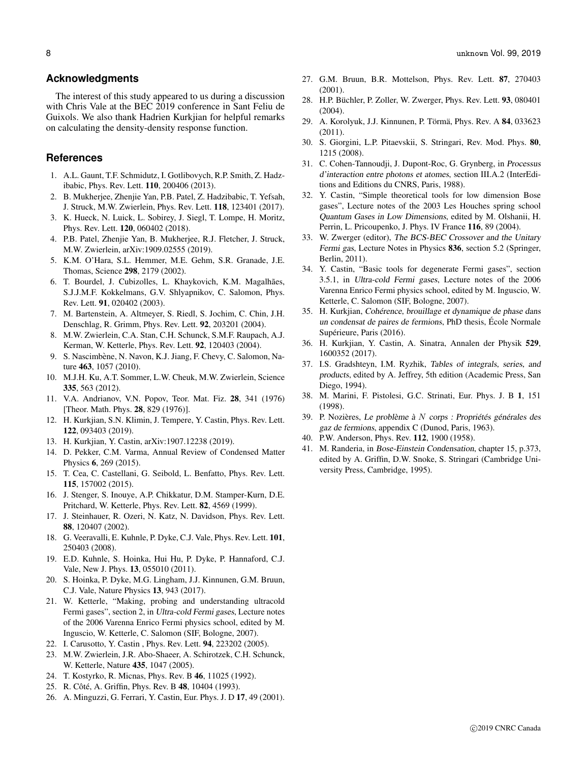## Acknowledgments

The interest of this study appeared to us during a discussion with Chris Vale at the BEC 2019 conference in Sant Feliu de Guixols. We also thank Hadrien Kurkjian for helpful remarks on calculating the density-density response function.

## References

1. A.L. Gaunt, T.F. Schmidutz, I. Gotlibovych, R.P. Smith, Z. Hadzibabic, Phys. Rev. Lett. **110**, 200406 (2013).
2. B. Mukherjee, Zhenjie Yan, P.B. Patel, Z. Hadzibabic, T. Yefsah, J. Struck, M.W. Zwierlein, Phys. Rev. Lett. **118**, 123401 (2017).
3. K. Hueck, N. Luick, L. Sobirey, J. Siegl, T. Lompe, H. Moritz, Phys. Rev. Lett. **120**, 060402 (2018).
4. P.B. Patel, Zhenjie Yan, B. Mukherjee, R.J. Fletcher, J. Struck, M.W. Zwierlein, arXiv:1909.02555 (2019).
5. K.M. O'Hara, S.L. Hemmer, M.E. Gehm, S.R. Granade, J.E. Thomas, Science **298**, 2179 (2002).
6. T. Bourdel, J. Cubizolles, L. Khaykovich, K.M. Magalhães, S.J.J.M.F. Kokkelmans, G.V. Shlyapnikov, C. Salomon, Phys. Rev. Lett. **91**, 020402 (2003).
7. M. Bartenstein, A. Altmeyer, S. Riedl, S. Jochim, C. Chin, J.H. Denschlag, R. Grimm, Phys. Rev. Lett. **92**, 203201 (2004).
8. M.W. Zwierlein, C.A. Stan, C.H. Schunck, S.M.F. Raupach, A.J. Kerman, W. Ketterle, Phys. Rev. Lett. **92**, 120403 (2004).
9. S. Nascimbène, N. Navon, K.J. Jiang, F. Chevy, C. Salomon, Nature **463**, 1057 (2010).
10. M.J.H. Ku, A.T. Sommer, L.W. Cheuk, M.W. Zwierlein, Science **335**, 563 (2012).
11. V.A. Andrianov, V.N. Popov, Teor. Mat. Fiz. **28**, 341 (1976) [Theor. Math. Phys. **28**, 829 (1976)].
12. H. Kurkjian, S.N. Klimin, J. Tempere, Y. Castin, Phys. Rev. Lett. **122**, 093403 (2019).
13. H. Kurkjian, Y. Castin, arXiv:1907.12238 (2019).
14. D. Pekker, C.M. Varma, Annual Review of Condensed Matter Physics **6**, 269 (2015).
15. T. Cea, C. Castellani, G. Seibold, L. Benfatto, Phys. Rev. Lett. **115**, 157002 (2015).
16. J. Stenger, S. Inouye, A.P. Chikkatur, D.M. Stamper-Kurn, D.E. Pritchard, W. Ketterle, Phys. Rev. Lett. **82**, 4569 (1999).
17. J. Steinhauer, R. Ozeri, N. Katz, N. Davidson, Phys. Rev. Lett. **88**, 120407 (2002).
18. G. Veeravalli, E. Kuhnle, P. Dyke, C.J. Vale, Phys. Rev. Lett. **101**, 250403 (2008).
19. E.D. Kuhnle, S. Hoinka, Hui Hu, P. Dyke, P. Hannaford, C.J. Vale, New J. Phys. **13**, 055010 (2011).
20. S. Hoinka, P. Dyke, M.G. Lingham, J.J. Kinnunen, G.M. Bruun, C.J. Vale, Nature Physics **13**, 943 (2017).
21. W. Ketterle, "Making, probing and understanding ultracold Fermi gases", section 2, in *Ultra-cold Fermi gases*, Lecture notes of the 2006 Varenna Enrico Fermi physics school, edited by M. Inguscio, W. Ketterle, C. Salomon (SIF, Bologne, 2007).
22. I. Carusotto, Y. Castin , Phys. Rev. Lett. **94**, 223202 (2005).
23. M.W. Zwierlein, J.R. Abo-Shaeer, A. Schirotzek, C.H. Schunck, W. Ketterle, Nature **435**, 1047 (2005).
24. T. Kostyrko, R. Micnas, Phys. Rev. B **46**, 11025 (1992).
25. R. Côté, A. Griffin, Phys. Rev. B **48**, 10404 (1993).
26. A. Minguzzi, G. Ferrari, Y. Castin, Eur. Phys. J. D **17**, 49 (2001).
27. G.M. Bruun, B.R. Mottelson, Phys. Rev. Lett. **87**, 270403 (2001).
28. H.P. Büchler, P. Zoller, W. Zwerger, Phys. Rev. Lett. **93**, 080401 (2004).
29. A. Korolyuk, J.J. Kinnunen, P. Törmä, Phys. Rev. A **84**, 033623 (2011).
30. S. Giorgini, L.P. Pitaevskii, S. Stringari, Rev. Mod. Phys. **80**, 1215 (2008).
31. C. Cohen-Tannoudji, J. Dupont-Roc, G. Grynberg, in *Processus d'interaction entre photons et atomes*, section III.A.2 (InterEditions and Editions du CNRS, Paris, 1988).
32. Y. Castin, "Simple theoretical tools for low dimension Bose gases", Lecture notes of the 2003 Les Houches spring school *Quantum Gases in Low Dimensions*, edited by M. Olshanii, H. Perrin, L. Pricoupenko, J. Phys. IV France **116**, 89 (2004).
33. W. Zwerger (editor), *The BCS-BEC Crossover and the Unitary Fermi gas*, Lecture Notes in Physics **836**, section 5.2 (Springer, Berlin, 2011).
34. Y. Castin, "Basic tools for degenerate Fermi gases", section 3.5.1, in *Ultra-cold Fermi gases*, Lecture notes of the 2006 Varenna Enrico Fermi physics school, edited by M. Inguscio, W. Ketterle, C. Salomon (SIF, Bologne, 2007).
35. H. Kurkjian, *Cohérence, brouillage et dynamique de phase dans un condensat de paires de fermions*, PhD thesis, École Normale Supérieure, Paris (2016).
36. H. Kurkjian, Y. Castin, A. Sinatra, Annalen der Physik **529**, 1600352 (2017).
37. I.S. Gradshteyn, I.M. Ryzhik, *Tables of integrals, series, and products*, edited by A. Jeffrey, 5th edition (Academic Press, San Diego, 1994).
38. M. Marini, F. Pistolesi, G.C. Strinati, Eur. Phys. J. B **1**, 151 (1998).
39. P. Nozières, *Le problème à $N$ corps : Propriétés générales des gaz de fermions*, appendix C (Dunod, Paris, 1963).
40. P.W. Anderson, Phys. Rev. **112**, 1900 (1958).
41. M. Randeria, in *Bose-Einstein Condensation*, chapter 15, p.373, edited by A. Griffin, D.W. Snoke, S. Stringari (Cambridge University Press, Cambridge, 1995).